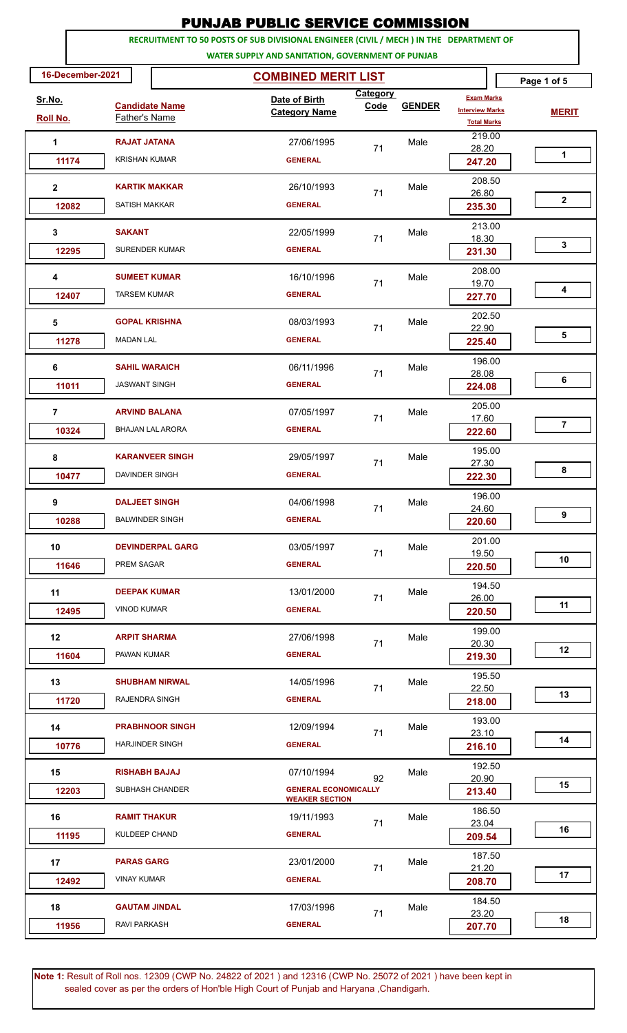# PUNJAB PUBLIC SERVICE COMMISSION

**RECRUITMENT TO 50 POSTS OF SUB DIVISIONAL ENGINEER (CIVIL / MECH ) IN THE DEPARTMENT OF WATER SUPPLY AND SANITATION, GOVERNMENT OF PUNJAB**

**16-December-2021**

## COMBINED MERIT LIST

| Sr.No. / Roll No. | Candidate Name / Father's Name | Date of Birth / Category Name | Category Code | GENDER | Exam Marks / Interview Marks / Total Marks | MERIT |
|---|---|---|---|---|---|---|
| 1 / 11174 | RAJAT JATANA / KRISHAN KUMAR | 27/06/1995 / GENERAL | 71 | Male | 219.00 / 28.20 / 247.20 | 1 |
| 2 / 12082 | KARTIK MAKKAR / SATISH MAKKAR | 26/10/1993 / GENERAL | 71 | Male | 208.50 / 26.80 / 235.30 | 2 |
| 3 / 12295 | SAKANT / SURENDER KUMAR | 22/05/1999 / GENERAL | 71 | Male | 213.00 / 18.30 / 231.30 | 3 |
| 4 / 12407 | SUMEET KUMAR / TARSEM KUMAR | 16/10/1996 / GENERAL | 71 | Male | 208.00 / 19.70 / 227.70 | 4 |
| 5 / 11278 | GOPAL KRISHNA / MADAN LAL | 08/03/1993 / GENERAL | 71 | Male | 202.50 / 22.90 / 225.40 | 5 |
| 6 / 11011 | SAHIL WARAICH / JASWANT SINGH | 06/11/1996 / GENERAL | 71 | Male | 196.00 / 28.08 / 224.08 | 6 |
| 7 / 10324 | ARVIND BALANA / BHAJAN LAL ARORA | 07/05/1997 / GENERAL | 71 | Male | 205.00 / 17.60 / 222.60 | 7 |
| 8 / 10477 | KARANVEER SINGH / DAVINDER SINGH | 29/05/1997 / GENERAL | 71 | Male | 195.00 / 27.30 / 222.30 | 8 |
| 9 / 10288 | DALJEET SINGH / BALWINDER SINGH | 04/06/1998 / GENERAL | 71 | Male | 196.00 / 24.60 / 220.60 | 9 |
| 10 / 11646 | DEVINDERPAL GARG / PREM SAGAR | 03/05/1997 / GENERAL | 71 | Male | 201.00 / 19.50 / 220.50 | 10 |
| 11 / 12495 | DEEPAK KUMAR / VINOD KUMAR | 13/01/2000 / GENERAL | 71 | Male | 194.50 / 26.00 / 220.50 | 11 |
| 12 / 11604 | ARPIT SHARMA / PAWAN KUMAR | 27/06/1998 / GENERAL | 71 | Male | 199.00 / 20.30 / 219.30 | 12 |
| 13 / 11720 | SHUBHAM NIRWAL / RAJENDRA SINGH | 14/05/1996 / GENERAL | 71 | Male | 195.50 / 22.50 / 218.00 | 13 |
| 14 / 10776 | PRABHNOOR SINGH / HARJINDER SINGH | 12/09/1994 / GENERAL | 71 | Male | 193.00 / 23.10 / 216.10 | 14 |
| 15 / 12203 | RISHABH BAJAJ / SUBHASH CHANDER | 07/10/1994 / GENERAL ECONOMICALLY WEAKER SECTION | 92 | Male | 192.50 / 20.90 / 213.40 | 15 |
| 16 / 11195 | RAMIT THAKUR / KULDEEP CHAND | 19/11/1993 / GENERAL | 71 | Male | 186.50 / 23.04 / 209.54 | 16 |
| 17 / 12492 | PARAS GARG / VINAY KUMAR | 23/01/2000 / GENERAL | 71 | Male | 187.50 / 21.20 / 208.70 | 17 |
| 18 / 11956 | GAUTAM JINDAL / RAVI PARKASH | 17/03/1996 / GENERAL | 71 | Male | 184.50 / 23.20 / 207.70 | 18 |

**Note 1:** Result of Roll nos. 12309 (CWP No. 24822 of 2021 ) and 12316 (CWP No. 25072 of 2021 ) have been kept in sealed cover as per the orders of Hon'ble High Court of Punjab and Haryana ,Chandigarh.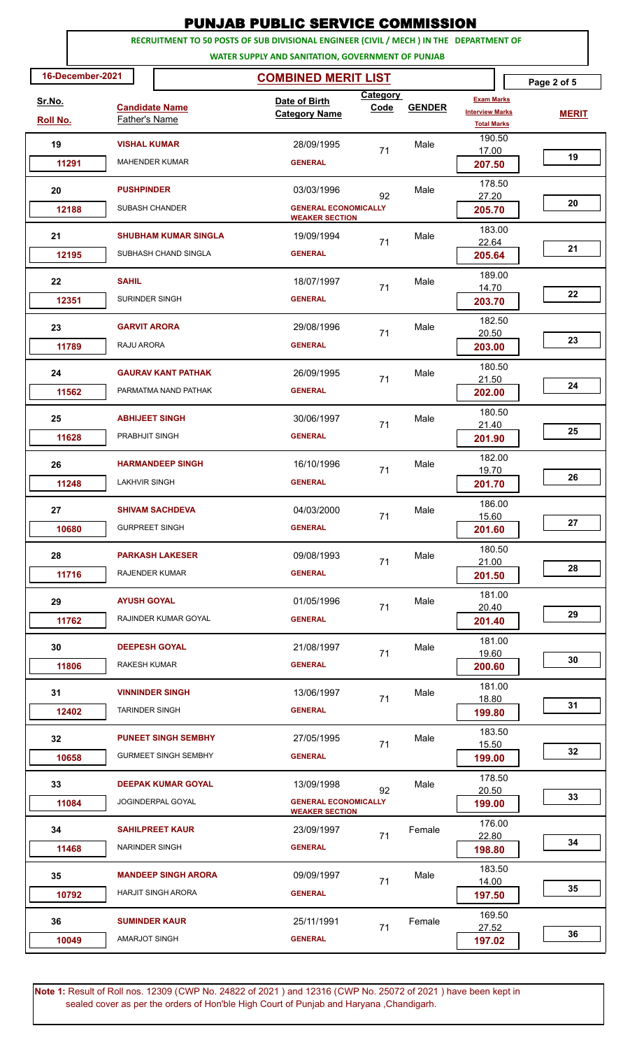# PUNJAB PUBLIC SERVICE COMMISSION

**RECRUITMENT TO 50 POSTS OF SUB DIVISIONAL ENGINEER (CIVIL / MECH ) IN THE DEPARTMENT OF WATER SUPPLY AND SANITATION, GOVERNMENT OF PUNJAB**

16-December-2021

## COMBINED MERIT LIST

| Sr.No. / Roll No. | Candidate Name / Father's Name | Date of Birth / Category Name | Category Code | GENDER | Exam Marks / Interview Marks / Total Marks | MERIT |
|---|---|---|---|---|---|---|
| 19 / 11291 | **VISHAL KUMAR** / MAHENDER KUMAR | 28/09/1995 / GENERAL | 71 | Male | 190.50 / 17.00 / **207.50** | 19 |
| 20 / 12188 | **PUSHPINDER** / SUBASH CHANDER | 03/03/1996 / GENERAL ECONOMICALLY WEAKER SECTION | 92 | Male | 178.50 / 27.20 / **205.70** | 20 |
| 21 / 12195 | **SHUBHAM KUMAR SINGLA** / SUBHASH CHAND SINGLA | 19/09/1994 / GENERAL | 71 | Male | 183.00 / 22.64 / **205.64** | 21 |
| 22 / 12351 | **SAHIL** / SURINDER SINGH | 18/07/1997 / GENERAL | 71 | Male | 189.00 / 14.70 / **203.70** | 22 |
| 23 / 11789 | **GARVIT ARORA** / RAJU ARORA | 29/08/1996 / GENERAL | 71 | Male | 182.50 / 20.50 / **203.00** | 23 |
| 24 / 11562 | **GAURAV KANT PATHAK** / PARMATMA NAND PATHAK | 26/09/1995 / GENERAL | 71 | Male | 180.50 / 21.50 / **202.00** | 24 |
| 25 / 11628 | **ABHIJEET SINGH** / PRABHJIT SINGH | 30/06/1997 / GENERAL | 71 | Male | 180.50 / 21.40 / **201.90** | 25 |
| 26 / 11248 | **HARMANDEEP SINGH** / LAKHVIR SINGH | 16/10/1996 / GENERAL | 71 | Male | 182.00 / 19.70 / **201.70** | 26 |
| 27 / 10680 | **SHIVAM SACHDEVA** / GURPREET SINGH | 04/03/2000 / GENERAL | 71 | Male | 186.00 / 15.60 / **201.60** | 27 |
| 28 / 11716 | **PARKASH LAKESER** / RAJENDER KUMAR | 09/08/1993 / GENERAL | 71 | Male | 180.50 / 21.00 / **201.50** | 28 |
| 29 / 11762 | **AYUSH GOYAL** / RAJINDER KUMAR GOYAL | 01/05/1996 / GENERAL | 71 | Male | 181.00 / 20.40 / **201.40** | 29 |
| 30 / 11806 | **DEEPESH GOYAL** / RAKESH KUMAR | 21/08/1997 / GENERAL | 71 | Male | 181.00 / 19.60 / **200.60** | 30 |
| 31 / 12402 | **VINNINDER SINGH** / TARINDER SINGH | 13/06/1997 / GENERAL | 71 | Male | 181.00 / 18.80 / **199.80** | 31 |
| 32 / 10658 | **PUNEET SINGH SEMBHY** / GURMEET SINGH SEMBHY | 27/05/1995 / GENERAL | 71 | Male | 183.50 / 15.50 / **199.00** | 32 |
| 33 / 11084 | **DEEPAK KUMAR GOYAL** / JOGINDERPAL GOYAL | 13/09/1998 / GENERAL ECONOMICALLY WEAKER SECTION | 92 | Male | 178.50 / 20.50 / **199.00** | 33 |
| 34 / 11468 | **SAHILPREET KAUR** / NARINDER SINGH | 23/09/1997 / GENERAL | 71 | Female | 176.00 / 22.80 / **198.80** | 34 |
| 35 / 10792 | **MANDEEP SINGH ARORA** / HARJIT SINGH ARORA | 09/09/1997 / GENERAL | 71 | Male | 183.50 / 14.00 / **197.50** | 35 |
| 36 / 10049 | **SUMINDER KAUR** / AMARJOT SINGH | 25/11/1991 / GENERAL | 71 | Female | 169.50 / 27.52 / **197.02** | 36 |

**Note 1:** Result of Roll nos. 12309 (CWP No. 24822 of 2021 ) and 12316 (CWP No. 25072 of 2021 ) have been kept in sealed cover as per the orders of Hon'ble High Court of Punjab and Haryana ,Chandigarh.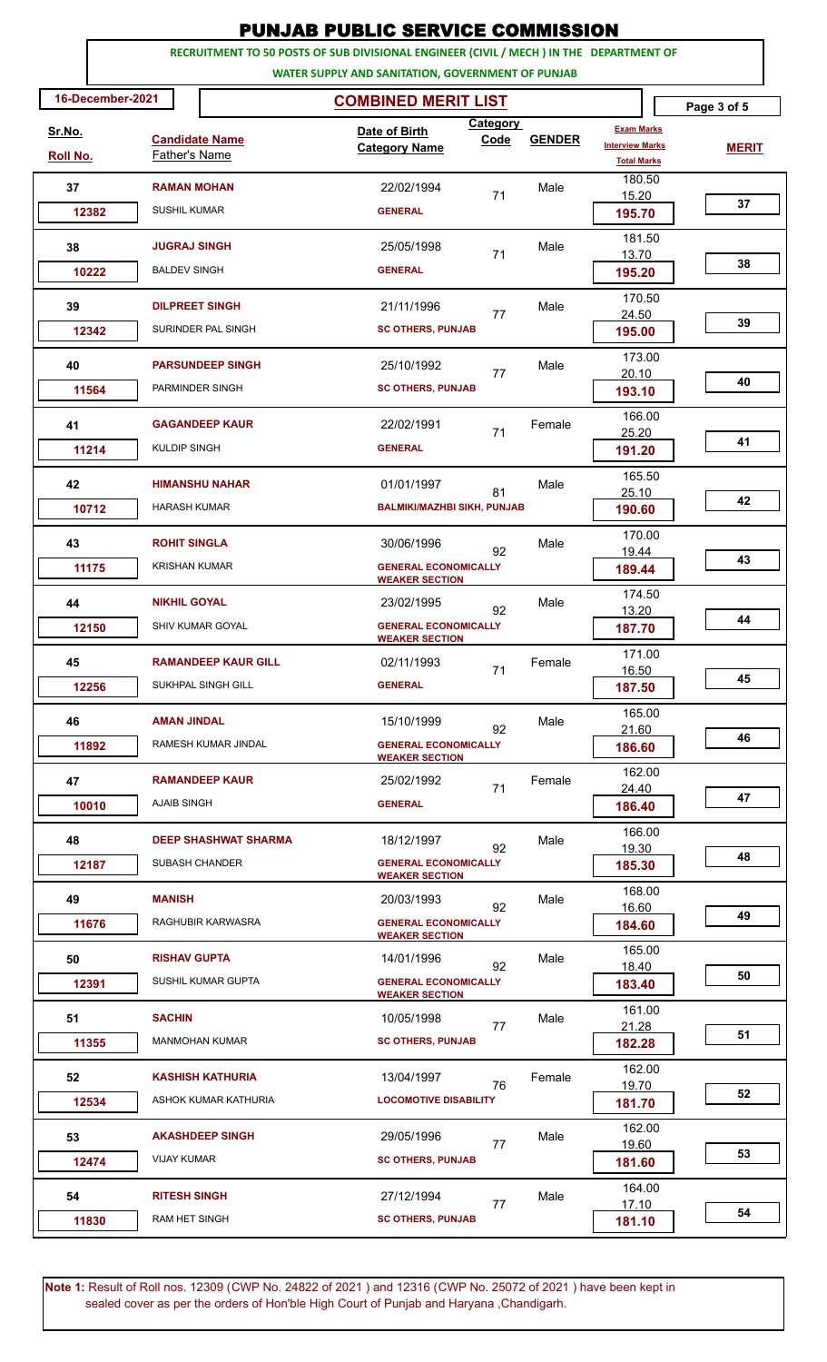# PUNJAB PUBLIC SERVICE COMMISSION

**RECRUITMENT TO 50 POSTS OF SUB DIVISIONAL ENGINEER (CIVIL / MECH ) IN THE DEPARTMENT OF WATER SUPPLY AND SANITATION, GOVERNMENT OF PUNJAB**

16-December-2021

## COMBINED MERIT LIST

| Sr.No. / Roll No. | Candidate Name / Father's Name | Date of Birth / Category Name | Category Code | GENDER | Exam Marks / Interview Marks / Total Marks | MERIT |
|---|---|---|---|---|---|---|
| 37 / 12382 | **RAMAN MOHAN** / SUSHIL KUMAR | 22/02/1994 / GENERAL | 71 | Male | 180.50 / 15.20 / **195.70** | 37 |
| 38 / 10222 | **JUGRAJ SINGH** / BALDEV SINGH | 25/05/1998 / GENERAL | 71 | Male | 181.50 / 13.70 / **195.20** | 38 |
| 39 / 12342 | **DILPREET SINGH** / SURINDER PAL SINGH | 21/11/1996 / SC OTHERS, PUNJAB | 77 | Male | 170.50 / 24.50 / **195.00** | 39 |
| 40 / 11564 | **PARSUNDEEP SINGH** / PARMINDER SINGH | 25/10/1992 / SC OTHERS, PUNJAB | 77 | Male | 173.00 / 20.10 / **193.10** | 40 |
| 41 / 11214 | **GAGANDEEP KAUR** / KULDIP SINGH | 22/02/1991 / GENERAL | 71 | Female | 166.00 / 25.20 / **191.20** | 41 |
| 42 / 10712 | **HIMANSHU NAHAR** / HARASH KUMAR | 01/01/1997 / BALMIKI/MAZHBI SIKH, PUNJAB | 81 | Male | 165.50 / 25.10 / **190.60** | 42 |
| 43 / 11175 | **ROHIT SINGLA** / KRISHAN KUMAR | 30/06/1996 / GENERAL ECONOMICALLY WEAKER SECTION | 92 | Male | 170.00 / 19.44 / **189.44** | 43 |
| 44 / 12150 | **NIKHIL GOYAL** / SHIV KUMAR GOYAL | 23/02/1995 / GENERAL ECONOMICALLY WEAKER SECTION | 92 | Male | 174.50 / 13.20 / **187.70** | 44 |
| 45 / 12256 | **RAMANDEEP KAUR GILL** / SUKHPAL SINGH GILL | 02/11/1993 / GENERAL | 71 | Female | 171.00 / 16.50 / **187.50** | 45 |
| 46 / 11892 | **AMAN JINDAL** / RAMESH KUMAR JINDAL | 15/10/1999 / GENERAL ECONOMICALLY WEAKER SECTION | 92 | Male | 165.00 / 21.60 / **186.60** | 46 |
| 47 / 10010 | **RAMANDEEP KAUR** / AJAIB SINGH | 25/02/1992 / GENERAL | 71 | Female | 162.00 / 24.40 / **186.40** | 47 |
| 48 / 12187 | **DEEP SHASHWAT SHARMA** / SUBASH CHANDER | 18/12/1997 / GENERAL ECONOMICALLY WEAKER SECTION | 92 | Male | 166.00 / 19.30 / **185.30** | 48 |
| 49 / 11676 | **MANISH** / RAGHUBIR KARWASRA | 20/03/1993 / GENERAL ECONOMICALLY WEAKER SECTION | 92 | Male | 168.00 / 16.60 / **184.60** | 49 |
| 50 / 12391 | **RISHAV GUPTA** / SUSHIL KUMAR GUPTA | 14/01/1996 / GENERAL ECONOMICALLY WEAKER SECTION | 92 | Male | 165.00 / 18.40 / **183.40** | 50 |
| 51 / 11355 | **SACHIN** / MANMOHAN KUMAR | 10/05/1998 / SC OTHERS, PUNJAB | 77 | Male | 161.00 / 21.28 / **182.28** | 51 |
| 52 / 12534 | **KASHISH KATHURIA** / ASHOK KUMAR KATHURIA | 13/04/1997 / LOCOMOTIVE DISABILITY | 76 | Female | 162.00 / 19.70 / **181.70** | 52 |
| 53 / 12474 | **AKASHDEEP SINGH** / VIJAY KUMAR | 29/05/1996 / SC OTHERS, PUNJAB | 77 | Male | 162.00 / 19.60 / **181.60** | 53 |
| 54 / 11830 | **RITESH SINGH** / RAM HET SINGH | 27/12/1994 / SC OTHERS, PUNJAB | 77 | Male | 164.00 / 17.10 / **181.10** | 54 |

**Note 1:** Result of Roll nos. 12309 (CWP No. 24822 of 2021 ) and 12316 (CWP No. 25072 of 2021 ) have been kept in sealed cover as per the orders of Hon'ble High Court of Punjab and Haryana ,Chandigarh.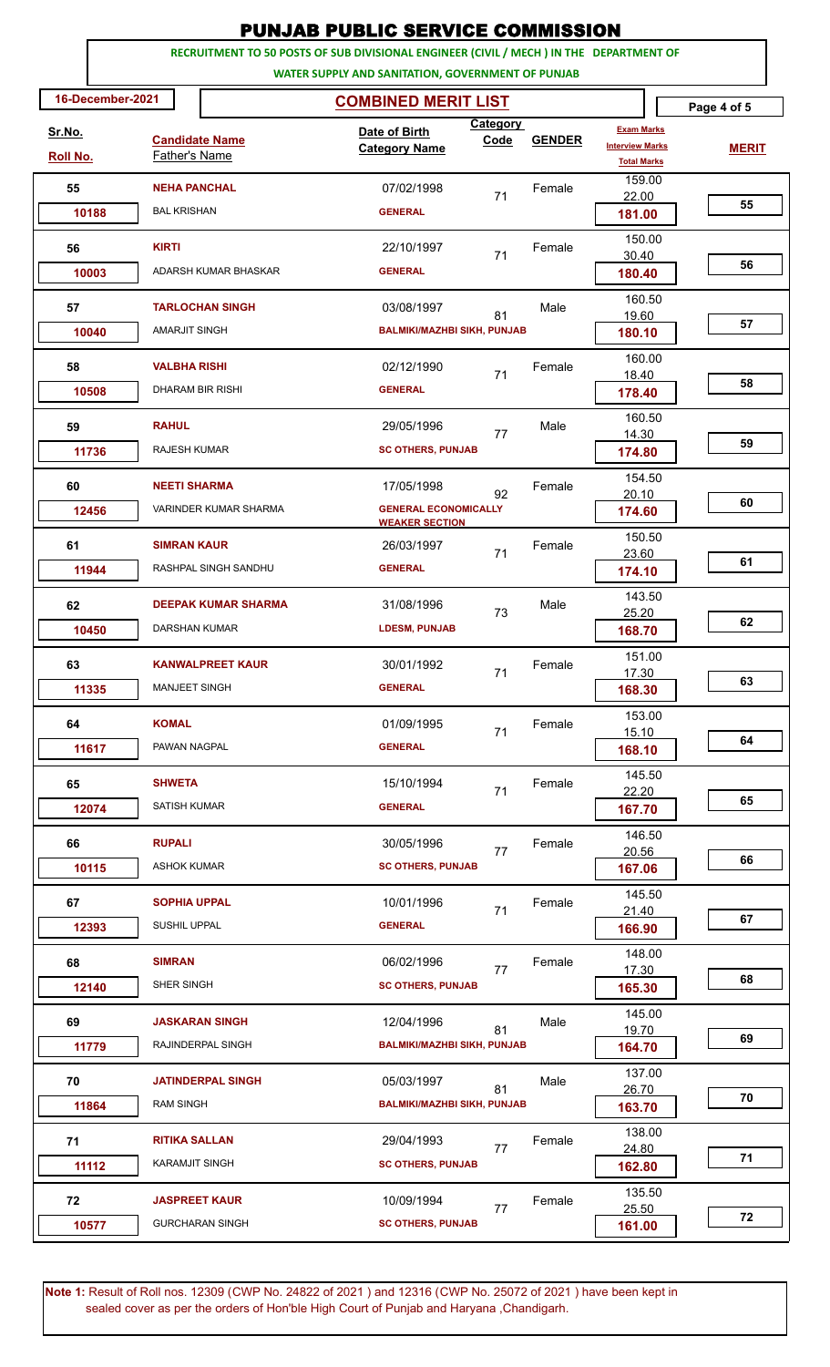# PUNJAB PUBLIC SERVICE COMMISSION

**RECRUITMENT TO 50 POSTS OF SUB DIVISIONAL ENGINEER (CIVIL / MECH ) IN THE DEPARTMENT OF WATER SUPPLY AND SANITATION, GOVERNMENT OF PUNJAB**

16-December-2021

## COMBINED MERIT LIST

| Sr.No. / Roll No. | Candidate Name / Father's Name | Date of Birth / Category Name | Category Code | GENDER | Exam Marks / Interview Marks / Total Marks | MERIT |
|---|---|---|---|---|---|---|
| 55 / 10188 | **NEHA PANCHAL** / BAL KRISHAN | 07/02/1998 / GENERAL | 71 | Female | 159.00 / 22.00 / **181.00** | 55 |
| 56 / 10003 | **KIRTI** / ADARSH KUMAR BHASKAR | 22/10/1997 / GENERAL | 71 | Female | 150.00 / 30.40 / **180.40** | 56 |
| 57 / 10040 | **TARLOCHAN SINGH** / AMARJIT SINGH | 03/08/1997 / BALMIKI/MAZHBI SIKH, PUNJAB | 81 | Male | 160.50 / 19.60 / **180.10** | 57 |
| 58 / 10508 | **VALBHA RISHI** / DHARAM BIR RISHI | 02/12/1990 / GENERAL | 71 | Female | 160.00 / 18.40 / **178.40** | 58 |
| 59 / 11736 | **RAHUL** / RAJESH KUMAR | 29/05/1996 / SC OTHERS, PUNJAB | 77 | Male | 160.50 / 14.30 / **174.80** | 59 |
| 60 / 12456 | **NEETI SHARMA** / VARINDER KUMAR SHARMA | 17/05/1998 / GENERAL ECONOMICALLY WEAKER SECTION | 92 | Female | 154.50 / 20.10 / **174.60** | 60 |
| 61 / 11944 | **SIMRAN KAUR** / RASHPAL SINGH SANDHU | 26/03/1997 / GENERAL | 71 | Female | 150.50 / 23.60 / **174.10** | 61 |
| 62 / 10450 | **DEEPAK KUMAR SHARMA** / DARSHAN KUMAR | 31/08/1996 / LDESM, PUNJAB | 73 | Male | 143.50 / 25.20 / **168.70** | 62 |
| 63 / 11335 | **KANWALPREET KAUR** / MANJEET SINGH | 30/01/1992 / GENERAL | 71 | Female | 151.00 / 17.30 / **168.30** | 63 |
| 64 / 11617 | **KOMAL** / PAWAN NAGPAL | 01/09/1995 / GENERAL | 71 | Female | 153.00 / 15.10 / **168.10** | 64 |
| 65 / 12074 | **SHWETA** / SATISH KUMAR | 15/10/1994 / GENERAL | 71 | Female | 145.50 / 22.20 / **167.70** | 65 |
| 66 / 10115 | **RUPALI** / ASHOK KUMAR | 30/05/1996 / SC OTHERS, PUNJAB | 77 | Female | 146.50 / 20.56 / **167.06** | 66 |
| 67 / 12393 | **SOPHIA UPPAL** / SUSHIL UPPAL | 10/01/1996 / GENERAL | 71 | Female | 145.50 / 21.40 / **166.90** | 67 |
| 68 / 12140 | **SIMRAN** / SHER SINGH | 06/02/1996 / SC OTHERS, PUNJAB | 77 | Female | 148.00 / 17.30 / **165.30** | 68 |
| 69 / 11779 | **JASKARAN SINGH** / RAJINDERPAL SINGH | 12/04/1996 / BALMIKI/MAZHBI SIKH, PUNJAB | 81 | Male | 145.00 / 19.70 / **164.70** | 69 |
| 70 / 11864 | **JATINDERPAL SINGH** / RAM SINGH | 05/03/1997 / BALMIKI/MAZHBI SIKH, PUNJAB | 81 | Male | 137.00 / 26.70 / **163.70** | 70 |
| 71 / 11112 | **RITIKA SALLAN** / KARAMJIT SINGH | 29/04/1993 / SC OTHERS, PUNJAB | 77 | Female | 138.00 / 24.80 / **162.80** | 71 |
| 72 / 10577 | **JASPREET KAUR** / GURCHARAN SINGH | 10/09/1994 / SC OTHERS, PUNJAB | 77 | Female | 135.50 / 25.50 / **161.00** | 72 |

**Note 1:** Result of Roll nos. 12309 (CWP No. 24822 of 2021 ) and 12316 (CWP No. 25072 of 2021 ) have been kept in sealed cover as per the orders of Hon'ble High Court of Punjab and Haryana ,Chandigarh.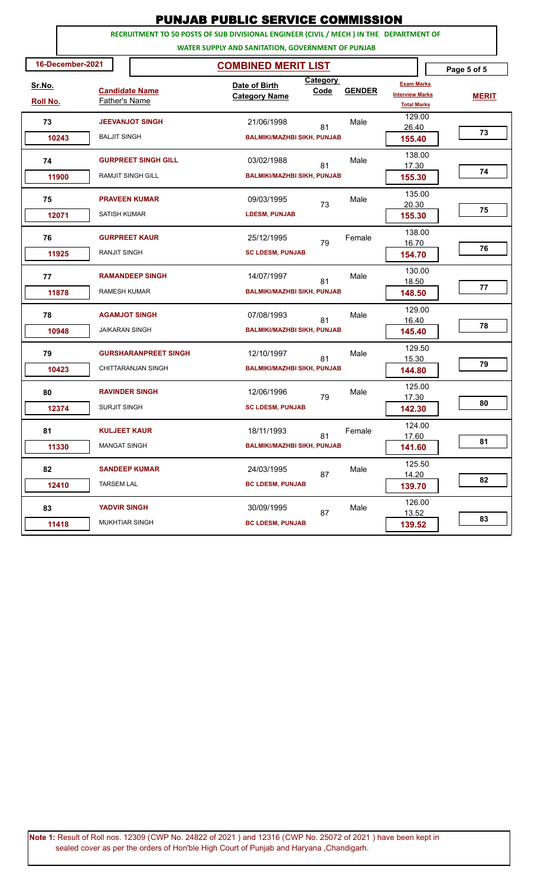# PUNJAB PUBLIC SERVICE COMMISSION

**RECRUITMENT TO 50 POSTS OF SUB DIVISIONAL ENGINEER (CIVIL / MECH ) IN THE DEPARTMENT OF WATER SUPPLY AND SANITATION, GOVERNMENT OF PUNJAB**

**16-December-2021**

## COMBINED MERIT LIST

| Sr.No. / Roll No. | Candidate Name / Father's Name | Date of Birth / Category Name | Category Code | GENDER | Exam Marks / Interview Marks / Total Marks | MERIT |
|---|---|---|---|---|---|---|
| 73 / 10243 | **JEEVANJOT SINGH** / BALJIT SINGH | 21/06/1998 / BALMIKI/MAZHBI SIKH, PUNJAB | 81 | Male | 129.00 / 26.40 / 155.40 | 73 |
| 74 / 11900 | **GURPREET SINGH GILL** / RAMJIT SINGH GILL | 03/02/1988 / BALMIKI/MAZHBI SIKH, PUNJAB | 81 | Male | 138.00 / 17.30 / 155.30 | 74 |
| 75 / 12071 | **PRAVEEN KUMAR** / SATISH KUMAR | 09/03/1995 / LDESM, PUNJAB | 73 | Male | 135.00 / 20.30 / 155.30 | 75 |
| 76 / 11925 | **GURPREET KAUR** / RANJIT SINGH | 25/12/1995 / SC LDESM, PUNJAB | 79 | Female | 138.00 / 16.70 / 154.70 | 76 |
| 77 / 11878 | **RAMANDEEP SINGH** / RAMESH KUMAR | 14/07/1997 / BALMIKI/MAZHBI SIKH, PUNJAB | 81 | Male | 130.00 / 18.50 / 148.50 | 77 |
| 78 / 10948 | **AGAMJOT SINGH** / JAIKARAN SINGH | 07/08/1993 / BALMIKI/MAZHBI SIKH, PUNJAB | 81 | Male | 129.00 / 16.40 / 145.40 | 78 |
| 79 / 10423 | **GURSHARANPREET SINGH** / CHITTARANJAN SINGH | 12/10/1997 / BALMIKI/MAZHBI SIKH, PUNJAB | 81 | Male | 129.50 / 15.30 / 144.80 | 79 |
| 80 / 12374 | **RAVINDER SINGH** / SURJIT SINGH | 12/06/1996 / SC LDESM, PUNJAB | 79 | Male | 125.00 / 17.30 / 142.30 | 80 |
| 81 / 11330 | **KULJEET KAUR** / MANGAT SINGH | 18/11/1993 / BALMIKI/MAZHBI SIKH, PUNJAB | 81 | Female | 124.00 / 17.60 / 141.60 | 81 |
| 82 / 12410 | **SANDEEP KUMAR** / TARSEM LAL | 24/03/1995 / BC LDESM, PUNJAB | 87 | Male | 125.50 / 14.20 / 139.70 | 82 |
| 83 / 11418 | **YADVIR SINGH** / MUKHTIAR SINGH | 30/09/1995 / BC LDESM, PUNJAB | 87 | Male | 126.00 / 13.52 / 139.52 | 83 |

**Note 1:** Result of Roll nos. 12309 (CWP No. 24822 of 2021 ) and 12316 (CWP No. 25072 of 2021 ) have been kept in sealed cover as per the orders of Hon'ble High Court of Punjab and Haryana ,Chandigarh.